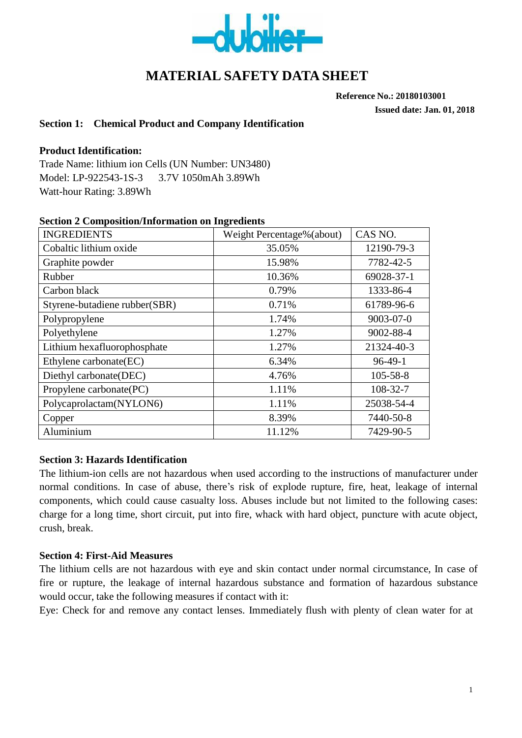dubilier

# MATERIAL SAFETY DATA SHEET

**Reference No.: 20180103001**

**Issued date: Jan. 01, 2018**

## Section 1: Chemical Product and Company Identification

**Product Identification:**

Trade Name: lithium ion Cells (UN Number: UN3480)
Model: LP-922543-1S-3 3.7V 1050mAh 3.89Wh
Watt-hour Rating: 3.89Wh

## Section 2 Composition/Information on Ingredients

| INGREDIENTS | Weight Percentage%(about) | CAS NO. |
|---|---|---|
| Cobaltic lithium oxide | 35.05% | 12190-79-3 |
| Graphite powder | 15.98% | 7782-42-5 |
| Rubber | 10.36% | 69028-37-1 |
| Carbon black | 0.79% | 1333-86-4 |
| Styrene-butadiene rubber(SBR) | 0.71% | 61789-96-6 |
| Polypropylene | 1.74% | 9003-07-0 |
| Polyethylene | 1.27% | 9002-88-4 |
| Lithium hexafluorophosphate | 1.27% | 21324-40-3 |
| Ethylene carbonate(EC) | 6.34% | 96-49-1 |
| Diethyl carbonate(DEC) | 4.76% | 105-58-8 |
| Propylene carbonate(PC) | 1.11% | 108-32-7 |
| Polycaprolactam(NYLON6) | 1.11% | 25038-54-4 |
| Copper | 8.39% | 7440-50-8 |
| Aluminium | 11.12% | 7429-90-5 |

## Section 3: Hazards Identification

The lithium-ion cells are not hazardous when used according to the instructions of manufacturer under normal conditions. In case of abuse, there's risk of explode rupture, fire, heat, leakage of internal components, which could cause casualty loss. Abuses include but not limited to the following cases: charge for a long time, short circuit, put into fire, whack with hard object, puncture with acute object, crush, break.

## Section 4: First-Aid Measures

The lithium cells are not hazardous with eye and skin contact under normal circumstance, In case of fire or rupture, the leakage of internal hazardous substance and formation of hazardous substance would occur, take the following measures if contact with it:

Eye: Check for and remove any contact lenses. Immediately flush with plenty of clean water for at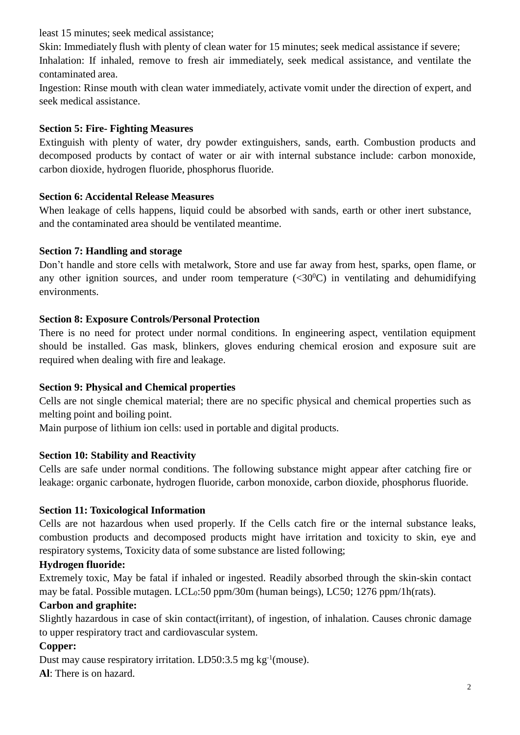least 15 minutes; seek medical assistance;

Skin: Immediately flush with plenty of clean water for 15 minutes; seek medical assistance if severe;

Inhalation: If inhaled, remove to fresh air immediately, seek medical assistance, and ventilate the contaminated area.

Ingestion: Rinse mouth with clean water immediately, activate vomit under the direction of expert, and seek medical assistance.

**Section 5: Fire- Fighting Measures**

Extinguish with plenty of water, dry powder extinguishers, sands, earth. Combustion products and decomposed products by contact of water or air with internal substance include: carbon monoxide, carbon dioxide, hydrogen fluoride, phosphorus fluoride.

**Section 6: Accidental Release Measures**

When leakage of cells happens, liquid could be absorbed with sands, earth or other inert substance, and the contaminated area should be ventilated meantime.

**Section 7: Handling and storage**

Don't handle and store cells with metalwork, Store and use far away from hest, sparks, open flame, or any other ignition sources, and under room temperature ($<30^{0}$C) in ventilating and dehumidifying environments.

**Section 8: Exposure Controls/Personal Protection**

There is no need for protect under normal conditions. In engineering aspect, ventilation equipment should be installed. Gas mask, blinkers, gloves enduring chemical erosion and exposure suit are required when dealing with fire and leakage.

**Section 9: Physical and Chemical properties**

Cells are not single chemical material; there are no specific physical and chemical properties such as melting point and boiling point.

Main purpose of lithium ion cells: used in portable and digital products.

**Section 10: Stability and Reactivity**

Cells are safe under normal conditions. The following substance might appear after catching fire or leakage: organic carbonate, hydrogen fluoride, carbon monoxide, carbon dioxide, phosphorus fluoride.

**Section 11: Toxicological Information**

Cells are not hazardous when used properly. If the Cells catch fire or the internal substance leaks, combustion products and decomposed products might have irritation and toxicity to skin, eye and respiratory systems, Toxicity data of some substance are listed following;

**Hydrogen fluoride:**

Extremely toxic, May be fatal if inhaled or ingested. Readily absorbed through the skin-skin contact may be fatal. Possible mutagen. $LCL_0$:50 ppm/30m (human beings), LC50; 1276 ppm/1h(rats).

**Carbon and graphite:**

Slightly hazardous in case of skin contact(irritant), of ingestion, of inhalation. Causes chronic damage to upper respiratory tract and cardiovascular system.

**Copper:**

Dust may cause respiratory irritation. LD50:3.5 mg $kg^{-1}$(mouse).

**Al**: There is on hazard.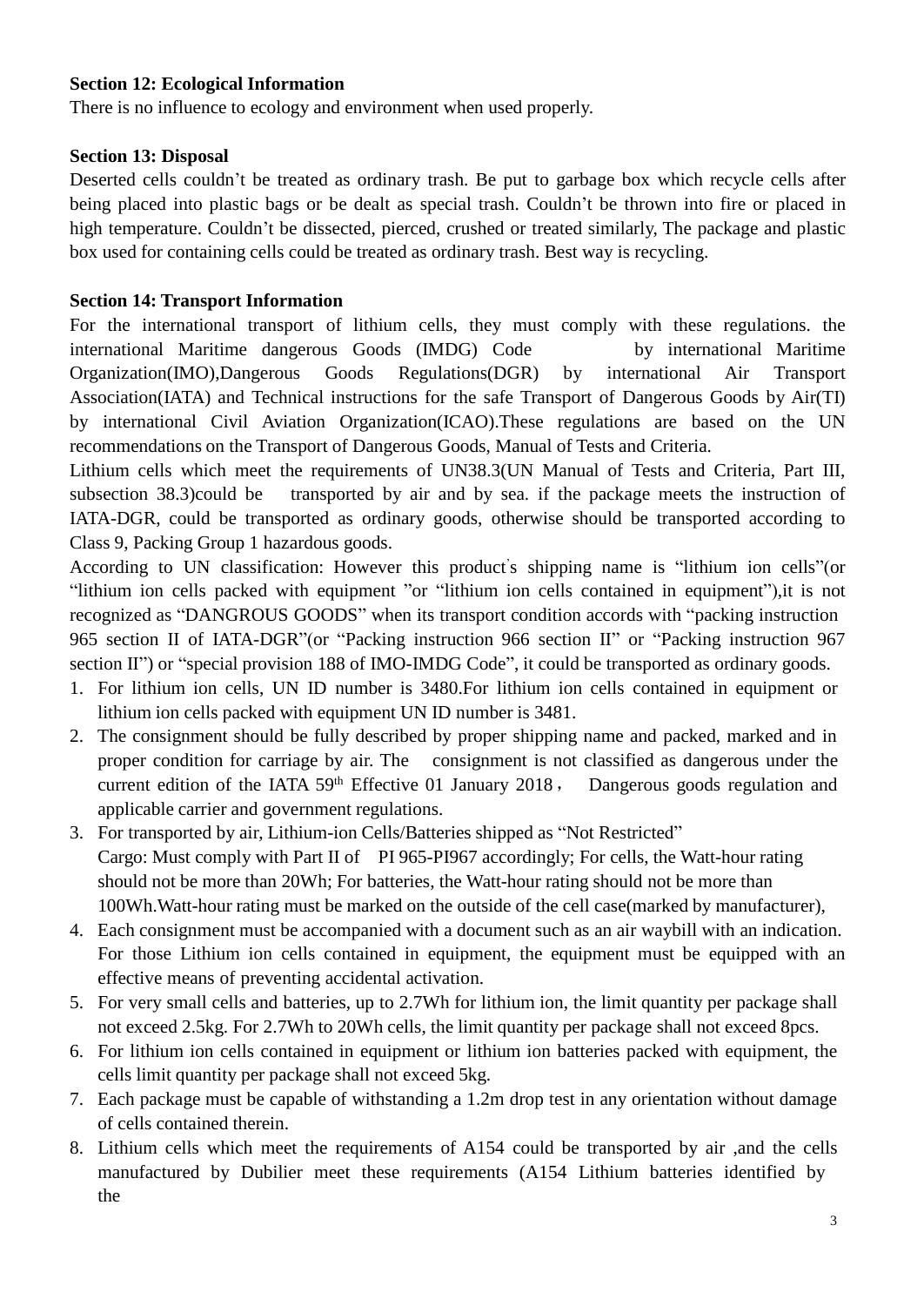**Section 12: Ecological Information**

There is no influence to ecology and environment when used properly.

**Section 13: Disposal**

Deserted cells couldn't be treated as ordinary trash. Be put to garbage box which recycle cells after being placed into plastic bags or be dealt as special trash. Couldn't be thrown into fire or placed in high temperature. Couldn't be dissected, pierced, crushed or treated similarly, The package and plastic box used for containing cells could be treated as ordinary trash. Best way is recycling.

**Section 14: Transport Information**

For the international transport of lithium cells, they must comply with these regulations. the international Maritime dangerous Goods (IMDG) Code by international Maritime Organization(IMO),Dangerous Goods Regulations(DGR) by international Air Transport Association(IATA) and Technical instructions for the safe Transport of Dangerous Goods by Air(TI) by international Civil Aviation Organization(ICAO).These regulations are based on the UN recommendations on the Transport of Dangerous Goods, Manual of Tests and Criteria.

Lithium cells which meet the requirements of UN38.3(UN Manual of Tests and Criteria, Part III, subsection 38.3)could be transported by air and by sea. if the package meets the instruction of IATA-DGR, could be transported as ordinary goods, otherwise should be transported according to Class 9, Packing Group 1 hazardous goods.

According to UN classification: However this product's shipping name is "lithium ion cells"(or "lithium ion cells packed with equipment "or "lithium ion cells contained in equipment"),it is not recognized as "DANGROUS GOODS" when its transport condition accords with "packing instruction 965 section II of IATA-DGR"(or "Packing instruction 966 section II" or "Packing instruction 967 section II") or "special provision 188 of IMO-IMDG Code", it could be transported as ordinary goods.

1. For lithium ion cells, UN ID number is 3480.For lithium ion cells contained in equipment or lithium ion cells packed with equipment UN ID number is 3481.
2. The consignment should be fully described by proper shipping name and packed, marked and in proper condition for carriage by air. The consignment is not classified as dangerous under the current edition of the IATA 59th Effective 01 January 2018， Dangerous goods regulation and applicable carrier and government regulations.
3. For transported by air, Lithium-ion Cells/Batteries shipped as "Not Restricted"
   Cargo: Must comply with Part II of PI 965-PI967 accordingly; For cells, the Watt-hour rating should not be more than 20Wh; For batteries, the Watt-hour rating should not be more than 100Wh.Watt-hour rating must be marked on the outside of the cell case(marked by manufacturer),
4. Each consignment must be accompanied with a document such as an air waybill with an indication. For those Lithium ion cells contained in equipment, the equipment must be equipped with an effective means of preventing accidental activation.
5. For very small cells and batteries, up to 2.7Wh for lithium ion, the limit quantity per package shall not exceed 2.5kg. For 2.7Wh to 20Wh cells, the limit quantity per package shall not exceed 8pcs.
6. For lithium ion cells contained in equipment or lithium ion batteries packed with equipment, the cells limit quantity per package shall not exceed 5kg.
7. Each package must be capable of withstanding a 1.2m drop test in any orientation without damage of cells contained therein.
8. Lithium cells which meet the requirements of A154 could be transported by air ,and the cells manufactured by Dubilier meet these requirements (A154 Lithium batteries identified by the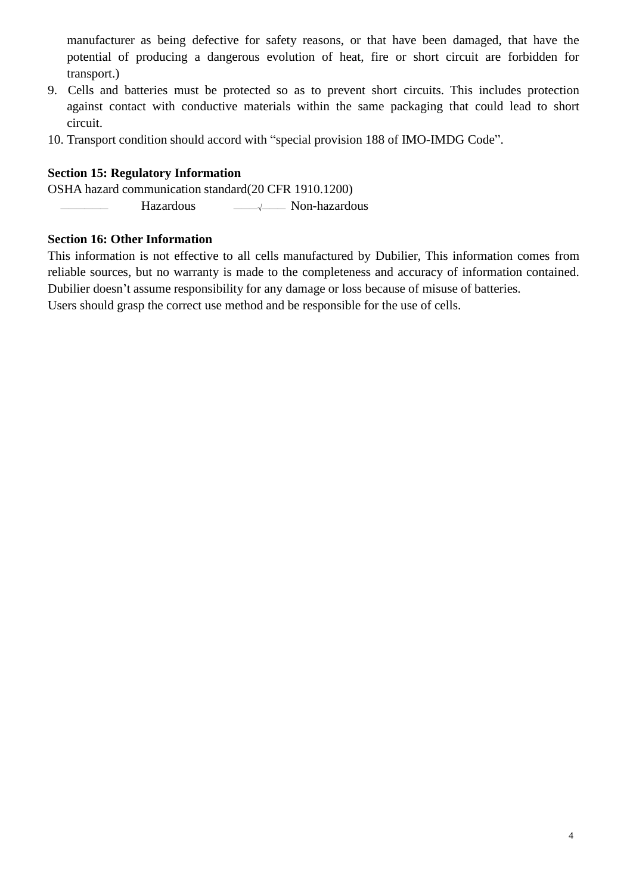manufacturer as being defective for safety reasons, or that have been damaged, that have the potential of producing a dangerous evolution of heat, fire or short circuit are forbidden for transport.)

9. Cells and batteries must be protected so as to prevent short circuits. This includes protection against contact with conductive materials within the same packaging that could lead to short circuit.
10. Transport condition should accord with “special provision 188 of IMO-IMDG Code”.

**Section 15: Regulatory Information**

OSHA hazard communication standard(20 CFR 1910.1200)

\_\_\_\_\_\_\_\_ Hazardous \_\_\_\_√\_\_\_\_ Non-hazardous

**Section 16: Other Information**

This information is not effective to all cells manufactured by Dubilier, This information comes from reliable sources, but no warranty is made to the completeness and accuracy of information contained. Dubilier doesn’t assume responsibility for any damage or loss because of misuse of batteries.

Users should grasp the correct use method and be responsible for the use of cells.